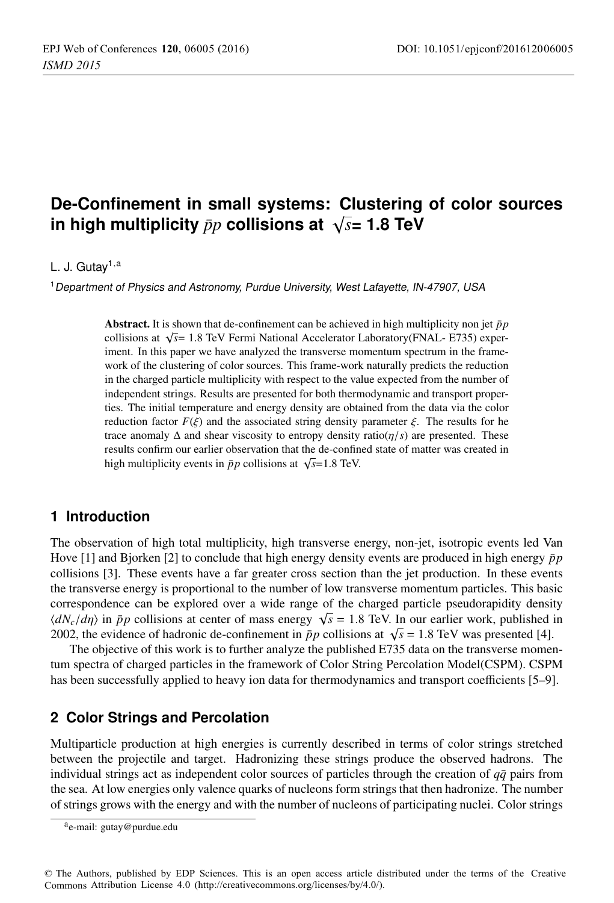# De-Confinement in small systems: Clustering of color sources in high multiplicity $\bar{p}p$ collisions at $\sqrt{s}$= 1.8 TeV

L. J. Gutay[1,a]

[1] *Department of Physics and Astronomy, Purdue University, West Lafayette, IN-47907, USA*

**Abstract.** It is shown that de-confinement can be achieved in high multiplicity non jet $\bar{p}p$ collisions at $\sqrt{s}$= 1.8 TeV Fermi National Accelerator Laboratory(FNAL- E735) experiment. In this paper we have analyzed the transverse momentum spectrum in the framework of the clustering of color sources. This frame-work naturally predicts the reduction in the charged particle multiplicity with respect to the value expected from the number of independent strings. Results are presented for both thermodynamic and transport properties. The initial temperature and energy density are obtained from the data via the color reduction factor $F(\xi)$ and the associated string density parameter $\xi$. The results for he trace anomaly $\Delta$ and shear viscosity to entropy density ratio($\eta/s$) are presented. These results confirm our earlier observation that the de-confined state of matter was created in high multiplicity events in $\bar{p}p$ collisions at $\sqrt{s}$=1.8 TeV.

## 1 Introduction

The observation of high total multiplicity, high transverse energy, non-jet, isotropic events led Van Hove [1] and Bjorken [2] to conclude that high energy density events are produced in high energy $\bar{p}p$ collisions [3]. These events have a far greater cross section than the jet production. In these events the transverse energy is proportional to the number of low transverse momentum particles. This basic correspondence can be explored over a wide range of the charged particle pseudorapidity density $\langle dN_c/d\eta \rangle$ in $\bar{p}p$ collisions at center of mass energy $\sqrt{s}$ = 1.8 TeV. In our earlier work, published in 2002, the evidence of hadronic de-confinement in $\bar{p}p$ collisions at $\sqrt{s}$ = 1.8 TeV was presented [4].

The objective of this work is to further analyze the published E735 data on the transverse momentum spectra of charged particles in the framework of Color String Percolation Model(CSPM). CSPM has been successfully applied to heavy ion data for thermodynamics and transport coefficients [5–9].

## 2 Color Strings and Percolation

Multiparticle production at high energies is currently described in terms of color strings stretched between the projectile and target. Hadronizing these strings produce the observed hadrons. The individual strings act as independent color sources of particles through the creation of $q\bar{q}$ pairs from the sea. At low energies only valence quarks of nucleons form strings that then hadronize. The number of strings grows with the energy and with the number of nucleons of participating nuclei. Color strings

[a] e-mail: gutay@purdue.edu

© The Authors, published by EDP Sciences. This is an open access article distributed under the terms of the Creative Commons Attribution License 4.0 (http://creativecommons.org/licenses/by/4.0/).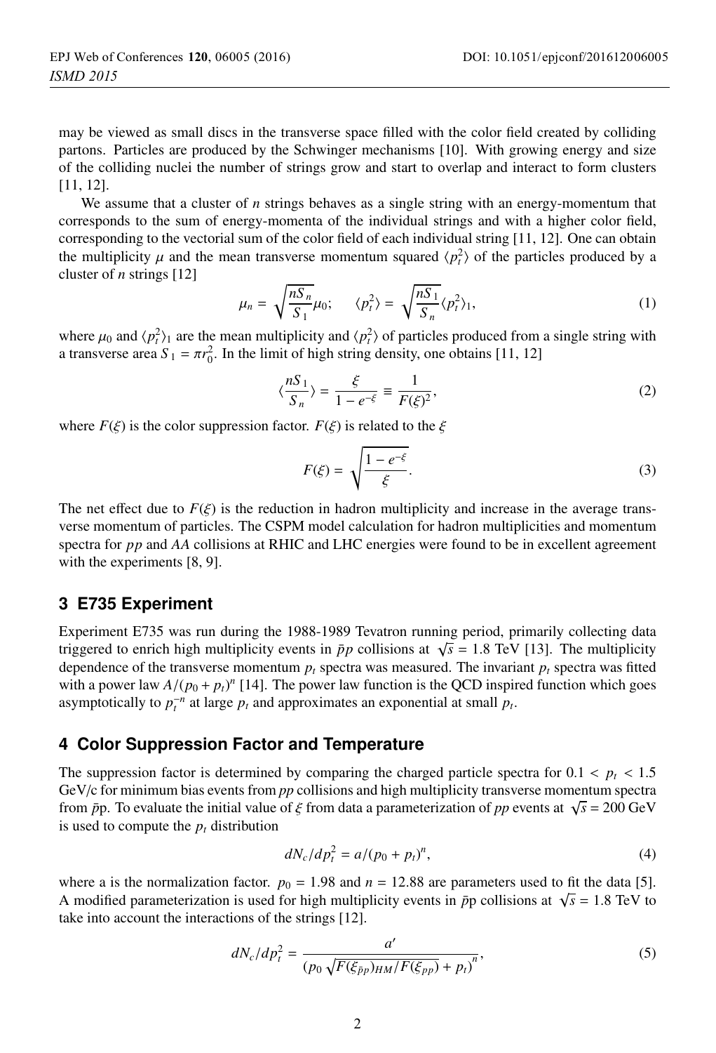may be viewed as small discs in the transverse space filled with the color field created by colliding partons. Particles are produced by the Schwinger mechanisms [10]. With growing energy and size of the colliding nuclei the number of strings grow and start to overlap and interact to form clusters [11, 12].

We assume that a cluster of $n$ strings behaves as a single string with an energy-momentum that corresponds to the sum of energy-momenta of the individual strings and with a higher color field, corresponding to the vectorial sum of the color field of each individual string [11, 12]. One can obtain the multiplicity $\mu$ and the mean transverse momentum squared $\langle p_t^2 \rangle$ of the particles produced by a cluster of $n$ strings [12]

$$\mu_n = \sqrt{\frac{nS_n}{S_1}}\mu_0; \quad \langle p_t^2 \rangle = \sqrt{\frac{nS_1}{S_n}}\langle p_t^2 \rangle_1, \tag{1}$$

where $\mu_0$ and $\langle p_t^2 \rangle_1$ are the mean multiplicity and $\langle p_t^2 \rangle$ of particles produced from a single string with a transverse area $S_1 = \pi r_0^2$. In the limit of high string density, one obtains [11, 12]

$$\langle \frac{nS_1}{S_n} \rangle = \frac{\xi}{1 - e^{-\xi}} \equiv \frac{1}{F(\xi)^2}, \tag{2}$$

where $F(\xi)$ is the color suppression factor. $F(\xi)$ is related to the $\xi$

$$F(\xi) = \sqrt{\frac{1 - e^{-\xi}}{\xi}}. \tag{3}$$

The net effect due to $F(\xi)$ is the reduction in hadron multiplicity and increase in the average transverse momentum of particles. The CSPM model calculation for hadron multiplicities and momentum spectra for $pp$ and $AA$ collisions at RHIC and LHC energies were found to be in excellent agreement with the experiments [8, 9].

## 3 E735 Experiment

Experiment E735 was run during the 1988-1989 Tevatron running period, primarily collecting data triggered to enrich high multiplicity events in $\bar{p}p$ collisions at $\sqrt{s} = 1.8$ TeV [13]. The multiplicity dependence of the transverse momentum $p_t$ spectra was measured. The invariant $p_t$ spectra was fitted with a power law $A/(p_0 + p_t)^n$ [14]. The power law function is the QCD inspired function which goes asymptotically to $p_t^{-n}$ at large $p_t$ and approximates an exponential at small $p_t$.

## 4 Color Suppression Factor and Temperature

The suppression factor is determined by comparing the charged particle spectra for $0.1 < p_t < 1.5$ GeV/c for minimum bias events from $pp$ collisions and high multiplicity transverse momentum spectra from $\bar{p}$p. To evaluate the initial value of $\xi$ from data a parameterization of $pp$ events at $\sqrt{s} = 200$ GeV is used to compute the $p_t$ distribution

$$dN_c/dp_t^2 = a/(p_0 + p_t)^n, \tag{4}$$

where a is the normalization factor. $p_0 = 1.98$ and $n = 12.88$ are parameters used to fit the data [5]. A modified parameterization is used for high multiplicity events in $\bar{p}$p collisions at $\sqrt{s} = 1.8$ TeV to take into account the interactions of the strings [12].

$$dN_c/dp_t^2 = \frac{a'}{(p_0\sqrt{F(\xi_{\bar{p}p})_{HM}/F(\xi_{pp})} + p_t)^n}, \tag{5}$$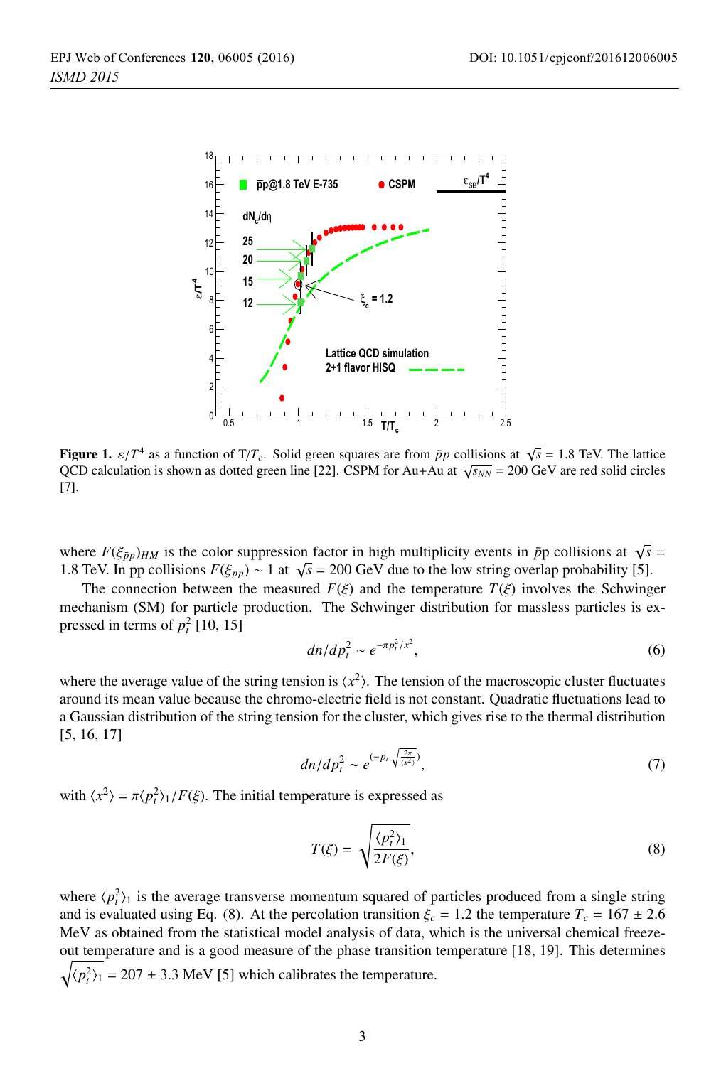**Figure 1.** $\varepsilon/T^4$ as a function of T/$T_c$. Solid green squares are from $\bar{p}p$ collisions at $\sqrt{s}$ = 1.8 TeV. The lattice QCD calculation is shown as dotted green line [22]. CSPM for Au+Au at $\sqrt{s_{NN}}$ = 200 GeV are red solid circles [7].

where $F(\xi_{\bar{p}p})_{HM}$ is the color suppression factor in high multiplicity events in $\bar{p}$p collisions at $\sqrt{s}$ = 1.8 TeV. In pp collisions $F(\xi_{pp}) \sim 1$ at $\sqrt{s}$ = 200 GeV due to the low string overlap probability [5].

The connection between the measured $F(\xi)$ and the temperature $T(\xi)$ involves the Schwinger mechanism (SM) for particle production. The Schwinger distribution for massless particles is expressed in terms of $p_t^2$ [10, 15]

$$dn/dp_t^2 \sim e^{-\pi p_t^2/x^2}, \tag{6}$$

where the average value of the string tension is $\langle x^2 \rangle$. The tension of the macroscopic cluster fluctuates around its mean value because the chromo-electric field is not constant. Quadratic fluctuations lead to a Gaussian distribution of the string tension for the cluster, which gives rise to the thermal distribution [5, 16, 17]

$$dn/dp_t^2 \sim e^{\left(-p_t \sqrt{\frac{2\pi}{\langle x^2 \rangle}}\right)}, \tag{7}$$

with $\langle x^2 \rangle = \pi \langle p_t^2 \rangle_1 / F(\xi)$. The initial temperature is expressed as

$$T(\xi) = \sqrt{\frac{\langle p_t^2 \rangle_1}{2F(\xi)}}, \tag{8}$$

where $\langle p_t^2 \rangle_1$ is the average transverse momentum squared of particles produced from a single string and is evaluated using Eq. (8). At the percolation transition $\xi_c = 1.2$ the temperature $T_c = 167 \pm 2.6$ MeV as obtained from the statistical model analysis of data, which is the universal chemical freeze-out temperature and is a good measure of the phase transition temperature [18, 19]. This determines $\sqrt{\langle p_t^2 \rangle_1} = 207 \pm 3.3$ MeV [5] which calibrates the temperature.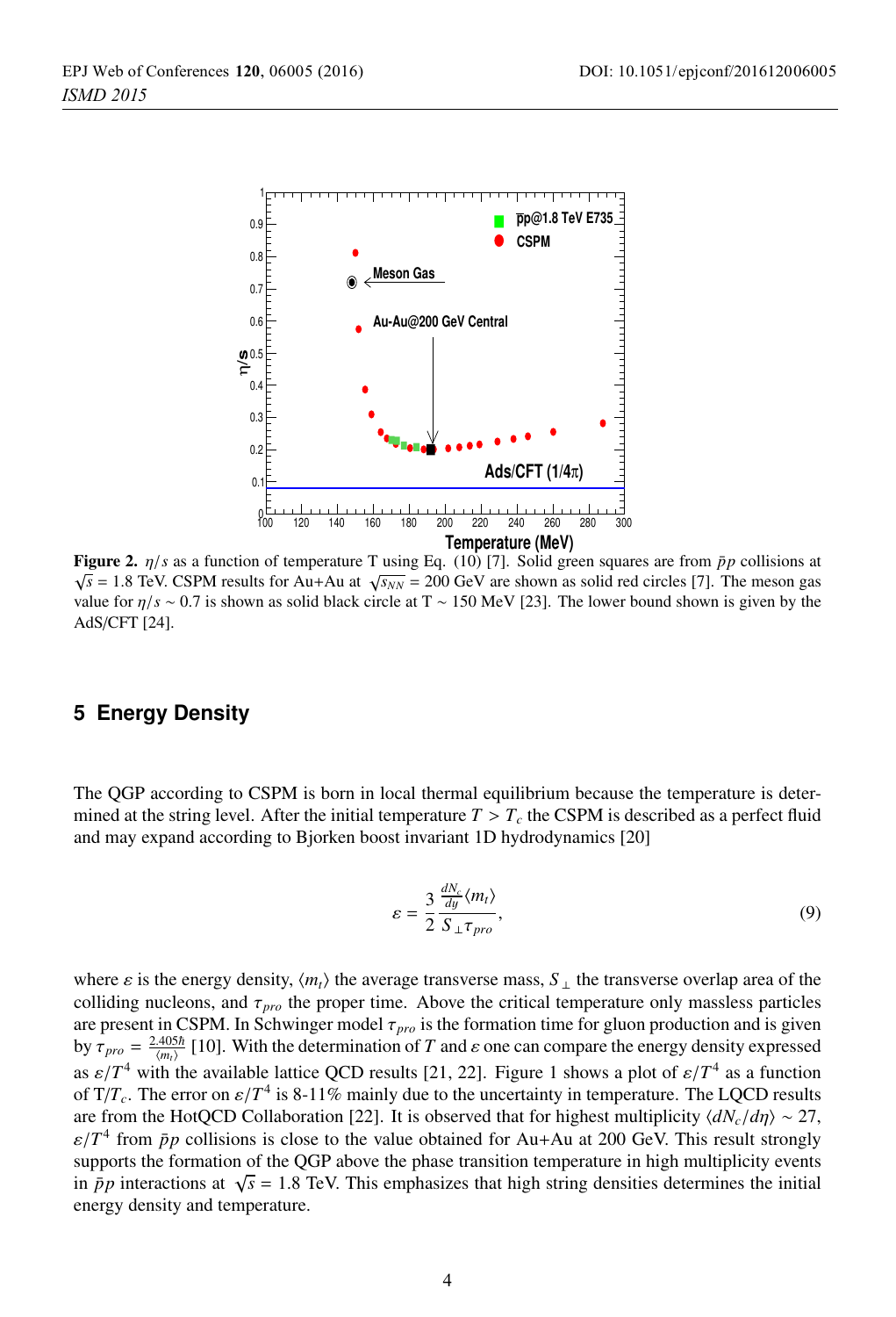**Figure 2.** $\eta/s$ as a function of temperature T using Eq. (10) [7]. Solid green squares are from $\bar{p}p$ collisions at $\sqrt{s}$ = 1.8 TeV. CSPM results for Au+Au at $\sqrt{s_{NN}}$ = 200 GeV are shown as solid red circles [7]. The meson gas value for $\eta/s \sim 0.7$ is shown as solid black circle at T ~ 150 MeV [23]. The lower bound shown is given by the AdS/CFT [24].

## 5 Energy Density

The QGP according to CSPM is born in local thermal equilibrium because the temperature is determined at the string level. After the initial temperature $T > T_c$ the CSPM is described as a perfect fluid and may expand according to Bjorken boost invariant 1D hydrodynamics [20]

$$\varepsilon = \frac{3}{2}\frac{\frac{dN_c}{dy}\langle m_t \rangle}{S_{\perp}\tau_{pro}}, \tag{9}$$

where $\varepsilon$ is the energy density, $\langle m_t \rangle$ the average transverse mass, $S_{\perp}$ the transverse overlap area of the colliding nucleons, and $\tau_{pro}$ the proper time. Above the critical temperature only massless particles are present in CSPM. In Schwinger model $\tau_{pro}$ is the formation time for gluon production and is given by $\tau_{pro} = \frac{2.405\hbar}{\langle m_t \rangle}$ [10]. With the determination of $T$ and $\varepsilon$ one can compare the energy density expressed as $\varepsilon/T^4$ with the available lattice QCD results [21, 22]. Figure 1 shows a plot of $\varepsilon/T^4$ as a function of T/$T_c$. The error on $\varepsilon/T^4$ is 8-11% mainly due to the uncertainty in temperature. The LQCD results are from the HotQCD Collaboration [22]. It is observed that for highest multiplicity $\langle dN_c/d\eta \rangle \sim 27$, $\varepsilon/T^4$ from $\bar{p}p$ collisions is close to the value obtained for Au+Au at 200 GeV. This result strongly supports the formation of the QGP above the phase transition temperature in high multiplicity events in $\bar{p}p$ interactions at $\sqrt{s}$ = 1.8 TeV. This emphasizes that high string densities determines the initial energy density and temperature.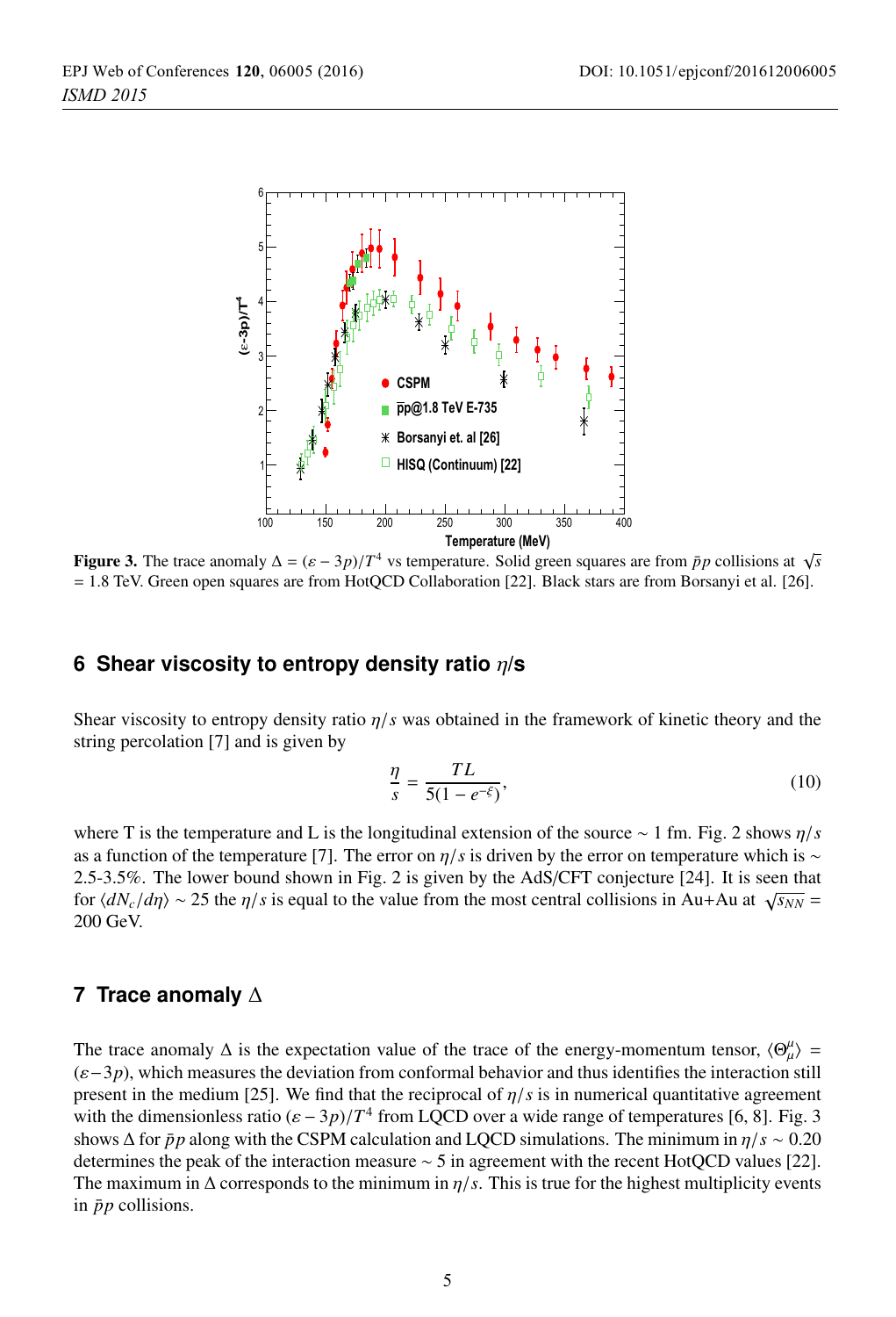Figure 3. The trace anomaly $\Delta = (\varepsilon - 3p)/T^4$ vs temperature. Solid green squares are from $\bar{p}p$ collisions at $\sqrt{s}$ = 1.8 TeV. Green open squares are from HotQCD Collaboration [22]. Black stars are from Borsanyi et al. [26].

## 6 Shear viscosity to entropy density ratio $\eta/s$

Shear viscosity to entropy density ratio $\eta/s$ was obtained in the framework of kinetic theory and the string percolation [7] and is given by

$$\frac{\eta}{s} = \frac{TL}{5(1 - e^{-\xi})}, \tag{10}$$

where T is the temperature and L is the longitudinal extension of the source $\sim$ 1 fm. Fig. 2 shows $\eta/s$ as a function of the temperature [7]. The error on $\eta/s$ is driven by the error on temperature which is $\sim$ 2.5-3.5%. The lower bound shown in Fig. 2 is given by the AdS/CFT conjecture [24]. It is seen that for $\langle dN_c/d\eta \rangle \sim 25$ the $\eta/s$ is equal to the value from the most central collisions in Au+Au at $\sqrt{s_{NN}}$ = 200 GeV.

## 7 Trace anomaly $\Delta$

The trace anomaly $\Delta$ is the expectation value of the trace of the energy-momentum tensor, $\langle \Theta^{\mu}_{\mu} \rangle = (\varepsilon - 3p)$, which measures the deviation from conformal behavior and thus identifies the interaction still present in the medium [25]. We find that the reciprocal of $\eta/s$ is in numerical quantitative agreement with the dimensionless ratio $(\varepsilon - 3p)/T^4$ from LQCD over a wide range of temperatures [6, 8]. Fig. 3 shows $\Delta$ for $\bar{p}p$ along with the CSPM calculation and LQCD simulations. The minimum in $\eta/s \sim 0.20$ determines the peak of the interaction measure $\sim$ 5 in agreement with the recent HotQCD values [22]. The maximum in $\Delta$ corresponds to the minimum in $\eta/s$. This is true for the highest multiplicity events in $\bar{p}p$ collisions.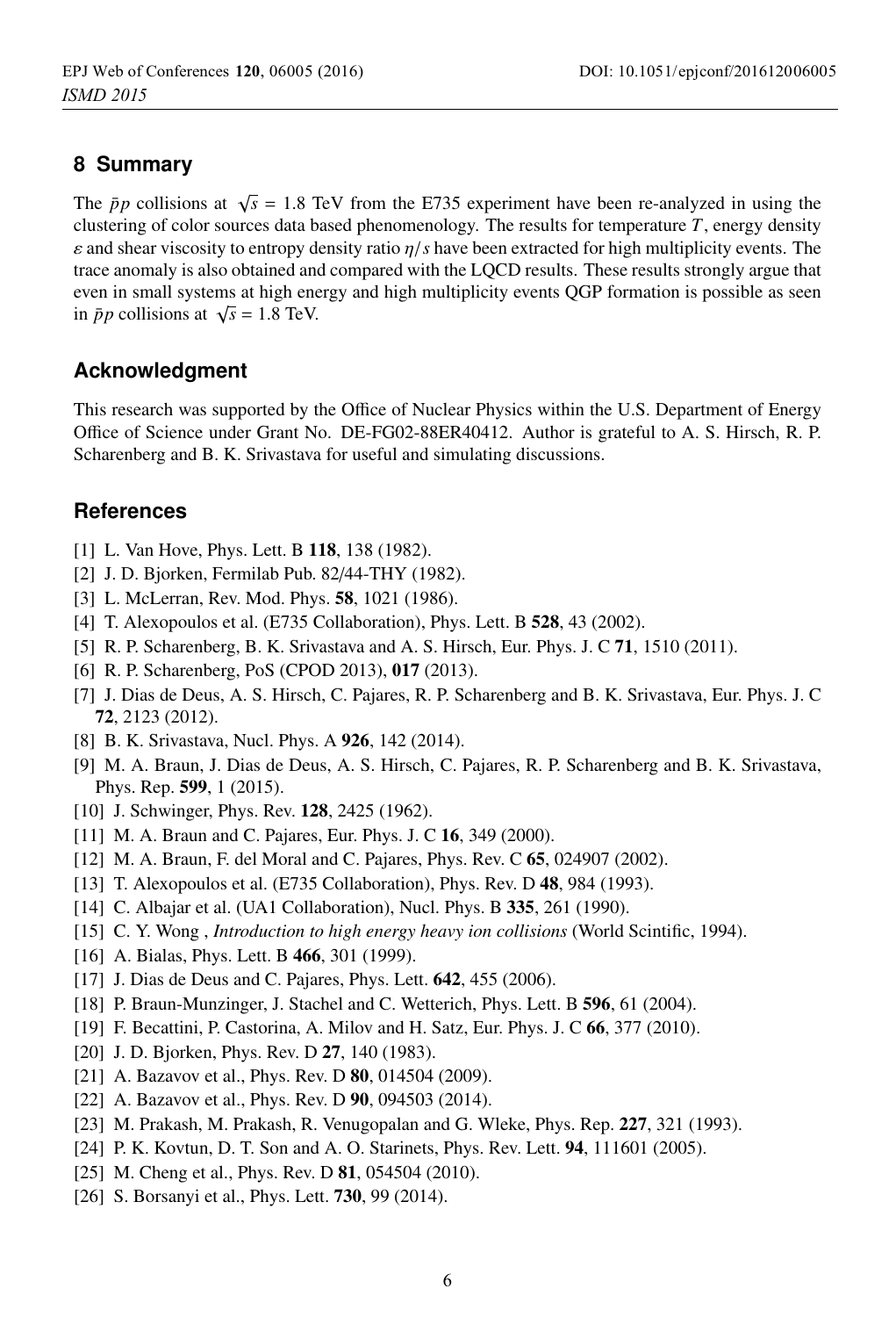## 8 Summary

The $\bar{p}p$ collisions at $\sqrt{s}$ = 1.8 TeV from the E735 experiment have been re-analyzed in using the clustering of color sources data based phenomenology. The results for temperature $T$, energy density $\varepsilon$ and shear viscosity to entropy density ratio $\eta/s$ have been extracted for high multiplicity events. The trace anomaly is also obtained and compared with the LQCD results. These results strongly argue that even in small systems at high energy and high multiplicity events QGP formation is possible as seen in $\bar{p}p$ collisions at $\sqrt{s}$ = 1.8 TeV.

## Acknowledgment

This research was supported by the Office of Nuclear Physics within the U.S. Department of Energy Office of Science under Grant No. DE-FG02-88ER40412. Author is grateful to A. S. Hirsch, R. P. Scharenberg and B. K. Srivastava for useful and simulating discussions.

## References

[1] L. Van Hove, Phys. Lett. B **118**, 138 (1982).

[2] J. D. Bjorken, Fermilab Pub. 82/44-THY (1982).

[3] L. McLerran, Rev. Mod. Phys. **58**, 1021 (1986).

[4] T. Alexopoulos et al. (E735 Collaboration), Phys. Lett. B **528**, 43 (2002).

[5] R. P. Scharenberg, B. K. Srivastava and A. S. Hirsch, Eur. Phys. J. C **71**, 1510 (2011).

[6] R. P. Scharenberg, PoS (CPOD 2013), **017** (2013).

[7] J. Dias de Deus, A. S. Hirsch, C. Pajares, R. P. Scharenberg and B. K. Srivastava, Eur. Phys. J. C **72**, 2123 (2012).

[8] B. K. Srivastava, Nucl. Phys. A **926**, 142 (2014).

[9] M. A. Braun, J. Dias de Deus, A. S. Hirsch, C. Pajares, R. P. Scharenberg and B. K. Srivastava, Phys. Rep. **599**, 1 (2015).

[10] J. Schwinger, Phys. Rev. **128**, 2425 (1962).

[11] M. A. Braun and C. Pajares, Eur. Phys. J. C **16**, 349 (2000).

[12] M. A. Braun, F. del Moral and C. Pajares, Phys. Rev. C **65**, 024907 (2002).

[13] T. Alexopoulos et al. (E735 Collaboration), Phys. Rev. D **48**, 984 (1993).

[14] C. Albajar et al. (UA1 Collaboration), Nucl. Phys. B **335**, 261 (1990).

[15] C. Y. Wong , *Introduction to high energy heavy ion collisions* (World Scintific, 1994).

[16] A. Bialas, Phys. Lett. B **466**, 301 (1999).

[17] J. Dias de Deus and C. Pajares, Phys. Lett. **642**, 455 (2006).

[18] P. Braun-Munzinger, J. Stachel and C. Wetterich, Phys. Lett. B **596**, 61 (2004).

[19] F. Becattini, P. Castorina, A. Milov and H. Satz, Eur. Phys. J. C **66**, 377 (2010).

[20] J. D. Bjorken, Phys. Rev. D **27**, 140 (1983).

[21] A. Bazavov et al., Phys. Rev. D **80**, 014504 (2009).

[22] A. Bazavov et al., Phys. Rev. D **90**, 094503 (2014).

[23] M. Prakash, M. Prakash, R. Venugopalan and G. Wleke, Phys. Rep. **227**, 321 (1993).

[24] P. K. Kovtun, D. T. Son and A. O. Starinets, Phys. Rev. Lett. **94**, 111601 (2005).

[25] M. Cheng et al., Phys. Rev. D **81**, 054504 (2010).

[26] S. Borsanyi et al., Phys. Lett. **730**, 99 (2014).